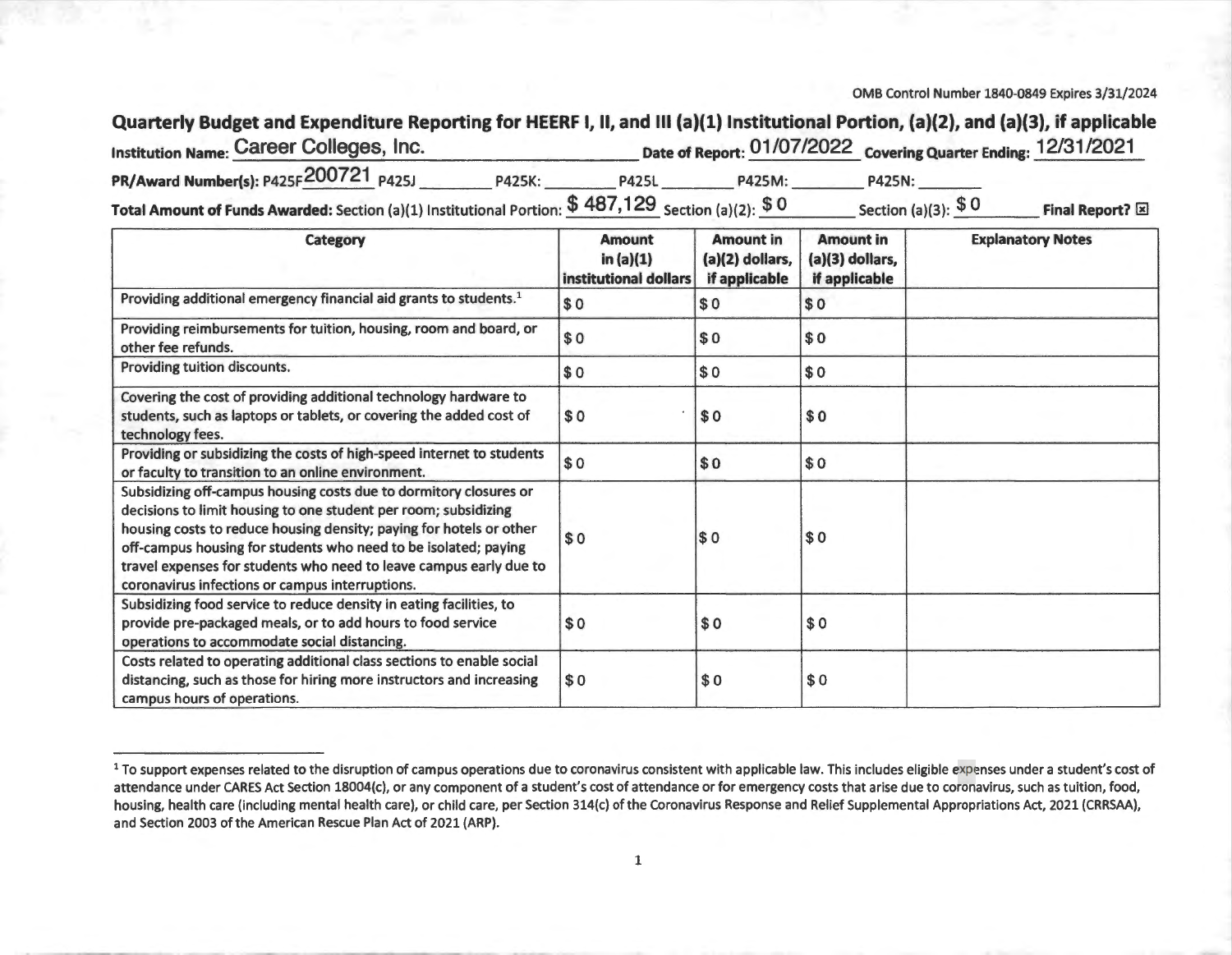OMB Control Number 1840-0849 Expires 3/31/2024

## Quarterly Budget and Expenditure Reporting for HEERF I, II, and III (a)(1) Institutional Portion, (a)(2), and (a)(3), if applicable

**Institution Name:** Career Colleges, Inc. **Date of Report:** 01/07/2022 **Covering Quarter Ending:** 12/31/2021

**PR/Award Number(s):** P425F200721 P425J ________ P425K: ________ P425L ________ P425M: ________ P425N: ________

**Total Amount of Funds Awarded:** Section (a)(1) Institutional Portion: $ 487,129 Section (a)(2): $ 0 Section (a)(3): $ 0 **Final Report?** ☒

| Category | Amount in (a)(1) institutional dollars | Amount in (a)(2) dollars, if applicable | Amount in (a)(3) dollars, if applicable | Explanatory Notes |
|---|---|---|---|---|
| Providing additional emergency financial aid grants to students.[1] | $ 0 | $ 0 | $ 0 | |
| Providing reimbursements for tuition, housing, room and board, or other fee refunds. | $ 0 | $ 0 | $ 0 | |
| Providing tuition discounts. | $ 0 | $ 0 | $ 0 | |
| Covering the cost of providing additional technology hardware to students, such as laptops or tablets, or covering the added cost of technology fees. | $ 0 | $ 0 | $ 0 | |
| Providing or subsidizing the costs of high-speed internet to students or faculty to transition to an online environment. | $ 0 | $ 0 | $ 0 | |
| Subsidizing off-campus housing costs due to dormitory closures or decisions to limit housing to one student per room; subsidizing housing costs to reduce housing density; paying for hotels or other off-campus housing for students who need to be isolated; paying travel expenses for students who need to leave campus early due to coronavirus infections or campus interruptions. | $ 0 | $ 0 | $ 0 | |
| Subsidizing food service to reduce density in eating facilities, to provide pre-packaged meals, or to add hours to food service operations to accommodate social distancing. | $ 0 | $ 0 | $ 0 | |
| Costs related to operating additional class sections to enable social distancing, such as those for hiring more instructors and increasing campus hours of operations. | $ 0 | $ 0 | $ 0 | |

[1] To support expenses related to the disruption of campus operations due to coronavirus consistent with applicable law. This includes eligible expenses under a student's cost of attendance under CARES Act Section 18004(c), or any component of a student's cost of attendance or for emergency costs that arise due to coronavirus, such as tuition, food, housing, health care (including mental health care), or child care, per Section 314(c) of the Coronavirus Response and Relief Supplemental Appropriations Act, 2021 (CRRSAA), and Section 2003 of the American Rescue Plan Act of 2021 (ARP).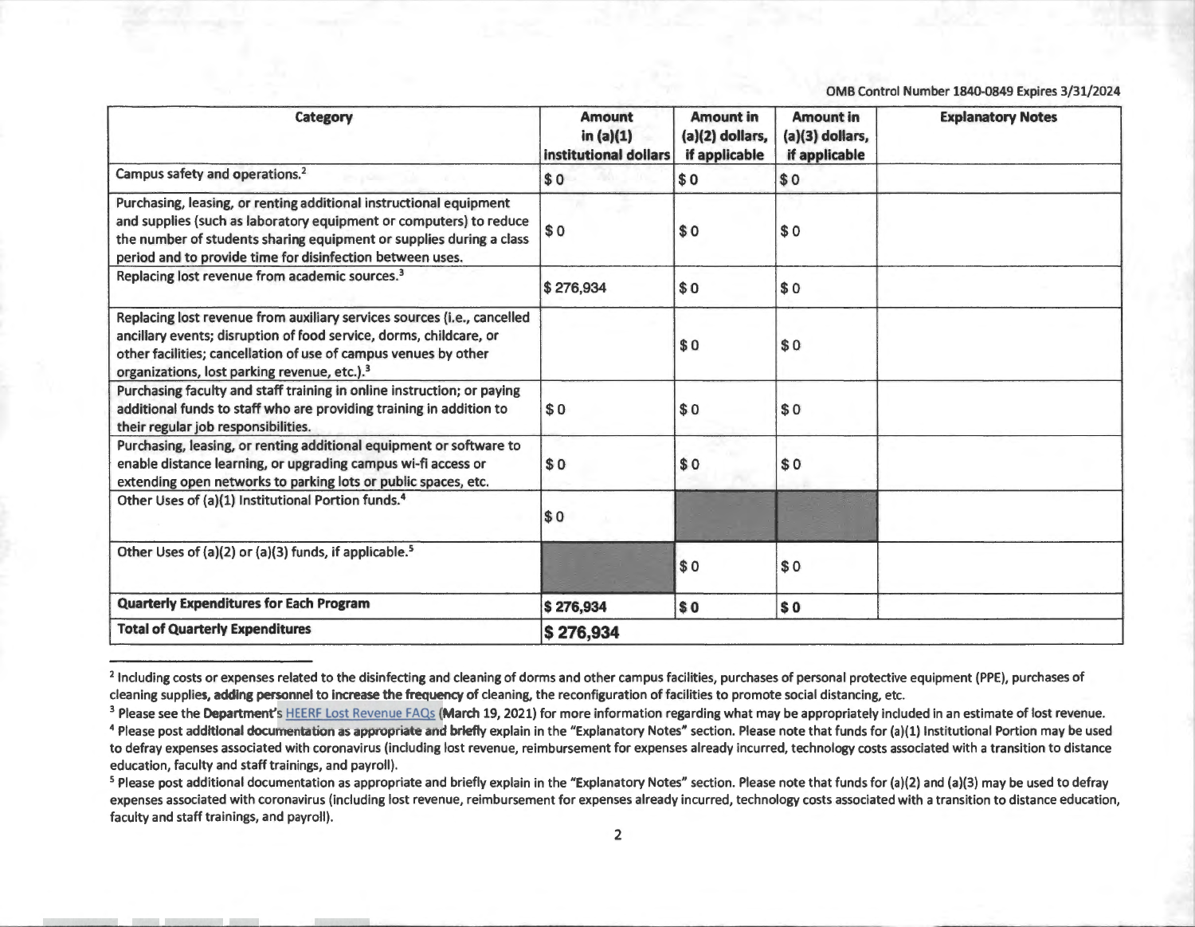OMB Control Number 1840-0849 Expires 3/31/2024

| Category | Amount in (a)(1) institutional dollars | Amount in (a)(2) dollars, if applicable | Amount in (a)(3) dollars, if applicable | Explanatory Notes |
|---|---|---|---|---|
| Campus safety and operations.[2] | $ 0 | $ 0 | $ 0 | |
| Purchasing, leasing, or renting additional instructional equipment and supplies (such as laboratory equipment or computers) to reduce the number of students sharing equipment or supplies during a class period and to provide time for disinfection between uses. | $ 0 | $ 0 | $ 0 | |
| Replacing lost revenue from academic sources.[3] | $ 276,934 | $ 0 | $ 0 | |
| Replacing lost revenue from auxiliary services sources (i.e., cancelled ancillary events; disruption of food service, dorms, childcare, or other facilities; cancellation of use of campus venues by other organizations, lost parking revenue, etc.).[3] | | $ 0 | $ 0 | |
| Purchasing faculty and staff training in online instruction; or paying additional funds to staff who are providing training in addition to their regular job responsibilities. | $ 0 | $ 0 | $ 0 | |
| Purchasing, leasing, or renting additional equipment or software to enable distance learning, or upgrading campus wi-fi access or extending open networks to parking lots or public spaces, etc. | $ 0 | $ 0 | $ 0 | |
| Other Uses of (a)(1) Institutional Portion funds.[4] | $ 0 | | | |
| Other Uses of (a)(2) or (a)(3) funds, if applicable.[5] | | $ 0 | $ 0 | |
| **Quarterly Expenditures for Each Program** | **$ 276,934** | **$ 0** | **$ 0** | |
| **Total of Quarterly Expenditures** | **$ 276,934** | | | |

[2] Including costs or expenses related to the disinfecting and cleaning of dorms and other campus facilities, purchases of personal protective equipment (PPE), purchases of cleaning supplies, adding personnel to increase the frequency of cleaning, the reconfiguration of facilities to promote social distancing, etc.

[3] Please see the Department's HEERF Lost Revenue FAQs (March 19, 2021) for more information regarding what may be appropriately included in an estimate of lost revenue.

[4] Please post additional documentation as appropriate and briefly explain in the "Explanatory Notes" section. Please note that funds for (a)(1) Institutional Portion may be used to defray expenses associated with coronavirus (including lost revenue, reimbursement for expenses already incurred, technology costs associated with a transition to distance education, faculty and staff trainings, and payroll).

[5] Please post additional documentation as appropriate and briefly explain in the "Explanatory Notes" section. Please note that funds for (a)(2) and (a)(3) may be used to defray expenses associated with coronavirus (including lost revenue, reimbursement for expenses already incurred, technology costs associated with a transition to distance education, faculty and staff trainings, and payroll).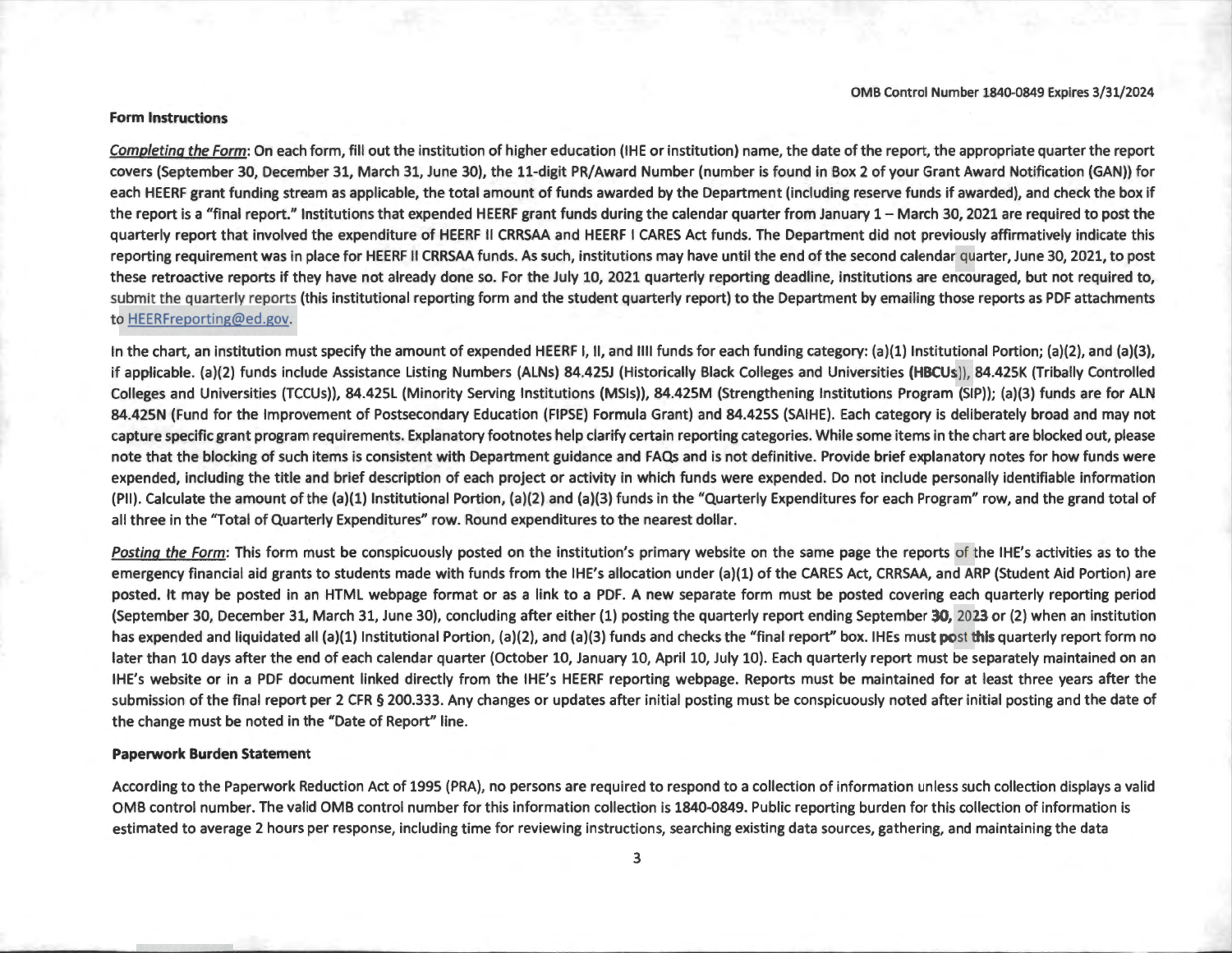### Form Instructions

*Completing the Form*: On each form, fill out the institution of higher education (IHE or institution) name, the date of the report, the appropriate quarter the report covers (September 30, December 31, March 31, June 30), the 11-digit PR/Award Number (number is found in Box 2 of your Grant Award Notification (GAN)) for each HEERF grant funding stream as applicable, the total amount of funds awarded by the Department (including reserve funds if awarded), and check the box if the report is a "final report." Institutions that expended HEERF grant funds during the calendar quarter from January 1 – March 30, 2021 are required to post the quarterly report that involved the expenditure of HEERF II CRRSAA and HEERF I CARES Act funds. The Department did not previously affirmatively indicate this reporting requirement was in place for HEERF II CRRSAA funds. As such, institutions may have until the end of the second calendar quarter, June 30, 2021, to post these retroactive reports if they have not already done so. For the July 10, 2021 quarterly reporting deadline, institutions are encouraged, but not required to, submit the quarterly reports (this institutional reporting form and the student quarterly report) to the Department by emailing those reports as PDF attachments to HEERFreporting@ed.gov.

In the chart, an institution must specify the amount of expended HEERF I, II, and IIII funds for each funding category: (a)(1) Institutional Portion; (a)(2), and (a)(3), if applicable. (a)(2) funds include Assistance Listing Numbers (ALNs) 84.425J (Historically Black Colleges and Universities (HBCUs)), 84.425K (Tribally Controlled Colleges and Universities (TCCUs)), 84.425L (Minority Serving Institutions (MSIs)), 84.425M (Strengthening Institutions Program (SIP)); (a)(3) funds are for ALN 84.425N (Fund for the Improvement of Postsecondary Education (FIPSE) Formula Grant) and 84.425S (SAIHE). Each category is deliberately broad and may not capture specific grant program requirements. Explanatory footnotes help clarify certain reporting categories. While some items in the chart are blocked out, please note that the blocking of such items is consistent with Department guidance and FAQs and is not definitive. Provide brief explanatory notes for how funds were expended, including the title and brief description of each project or activity in which funds were expended. Do not include personally identifiable information (PII). Calculate the amount of the (a)(1) Institutional Portion, (a)(2) and (a)(3) funds in the "Quarterly Expenditures for each Program" row, and the grand total of all three in the "Total of Quarterly Expenditures" row. Round expenditures to the nearest dollar.

*Posting the Form*: This form must be conspicuously posted on the institution's primary website on the same page the reports of the IHE's activities as to the emergency financial aid grants to students made with funds from the IHE's allocation under (a)(1) of the CARES Act, CRRSAA, and ARP (Student Aid Portion) are posted. It may be posted in an HTML webpage format or as a link to a PDF. A new separate form must be posted covering each quarterly reporting period (September 30, December 31, March 31, June 30), concluding after either (1) posting the quarterly report ending September 30, 2023 or (2) when an institution has expended and liquidated all (a)(1) Institutional Portion, (a)(2), and (a)(3) funds and checks the "final report" box. IHEs must post this quarterly report form no later than 10 days after the end of each calendar quarter (October 10, January 10, April 10, July 10). Each quarterly report must be separately maintained on an IHE's website or in a PDF document linked directly from the IHE's HEERF reporting webpage. Reports must be maintained for at least three years after the submission of the final report per 2 CFR § 200.333. Any changes or updates after initial posting must be conspicuously noted after initial posting and the date of the change must be noted in the "Date of Report" line.

### Paperwork Burden Statement

According to the Paperwork Reduction Act of 1995 (PRA), no persons are required to respond to a collection of information unless such collection displays a valid OMB control number. The valid OMB control number for this information collection is 1840-0849. Public reporting burden for this collection of information is estimated to average 2 hours per response, including time for reviewing instructions, searching existing data sources, gathering, and maintaining the data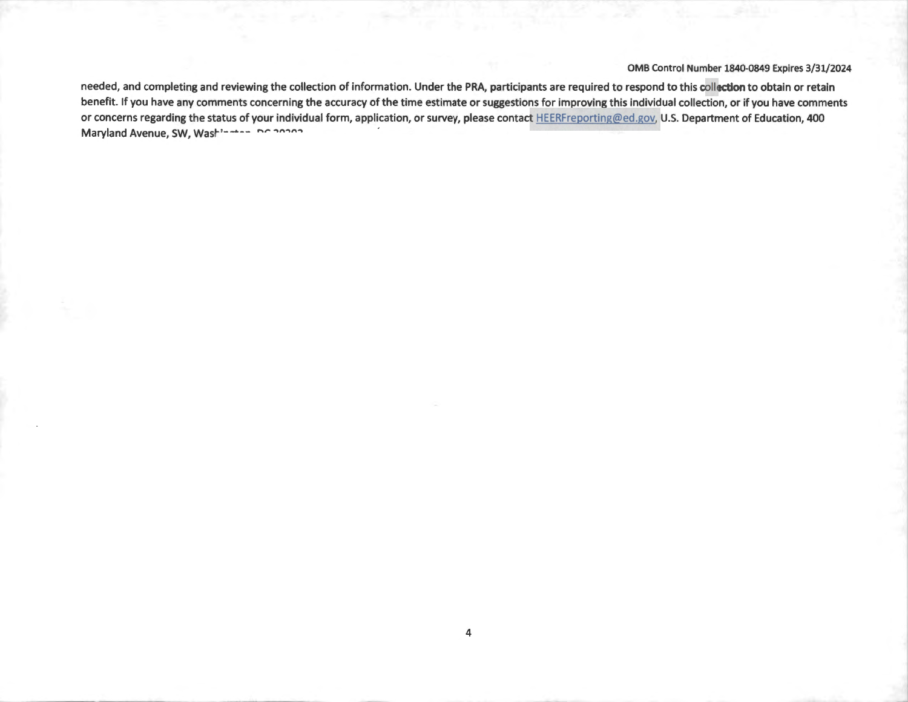needed, and completing and reviewing the collection of information. Under the PRA, participants are required to respond to this collection to obtain or retain benefit. If you have any comments concerning the accuracy of the time estimate or suggestions for improving this individual collection, or if you have comments or concerns regarding the status of your individual form, application, or survey, please contact HEERFreporting@ed.gov, U.S. Department of Education, 400 Maryland Avenue, SW, Washington, DC 20202.